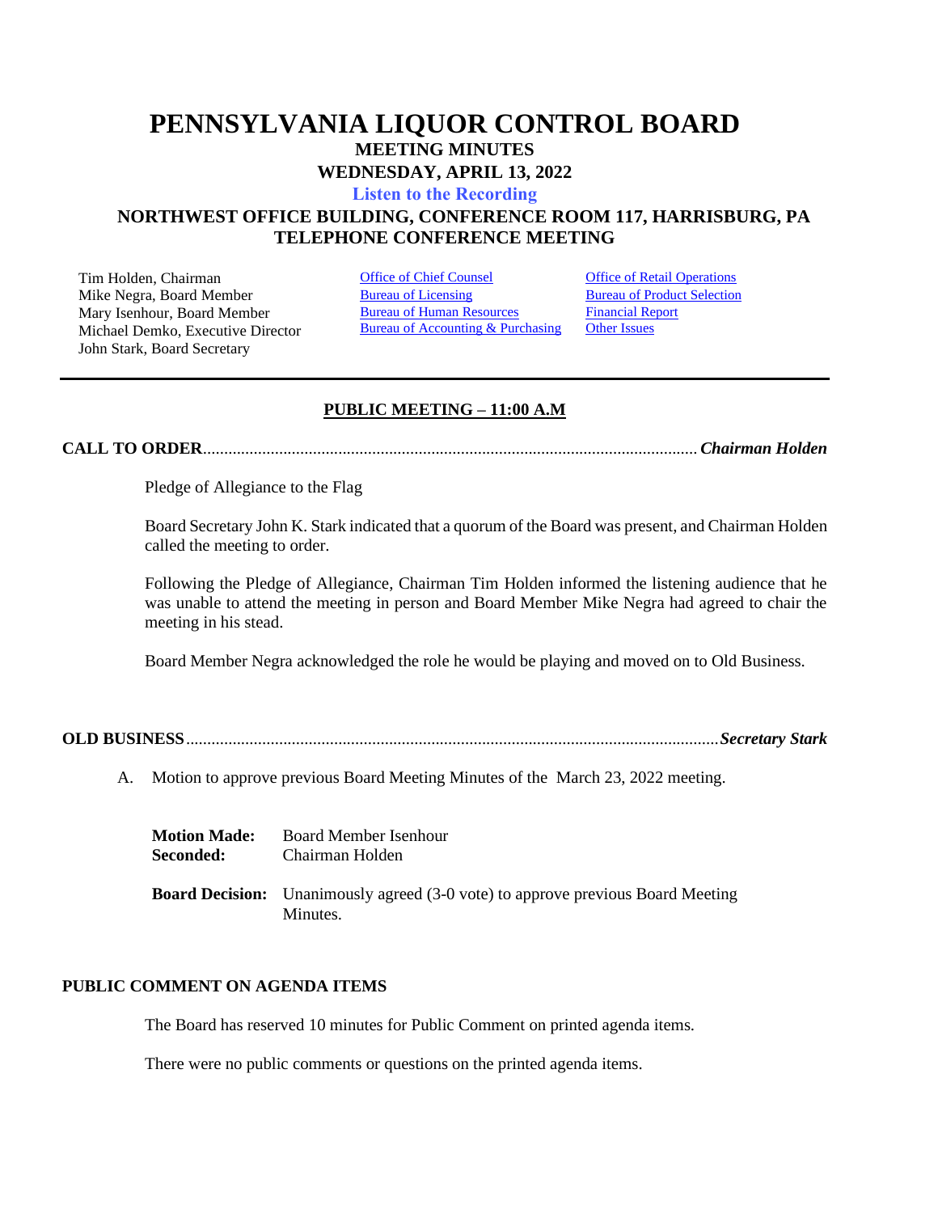# PENNSYLVANIA LIQUOR CONTROL BOARD

## MEETING MINUTES

## WEDNESDAY, APRIL 13, 2022

**Listen to the Recording**

## NORTHWEST OFFICE BUILDING, CONFERENCE ROOM 117, HARRISBURG, PA
## TELEPHONE CONFERENCE MEETING

Tim Holden, Chairman
Mike Negra, Board Member
Mary Isenhour, Board Member
Michael Demko, Executive Director
John Stark, Board Secretary

Office of Chief Counsel
Bureau of Licensing
Bureau of Human Resources
Bureau of Accounting & Purchasing

Office of Retail Operations
Bureau of Product Selection
Financial Report
Other Issues

---

**PUBLIC MEETING – 11:00 A.M**

**CALL TO ORDER**..................................................................................................................... ***Chairman Holden***

Pledge of Allegiance to the Flag

Board Secretary John K. Stark indicated that a quorum of the Board was present, and Chairman Holden called the meeting to order.

Following the Pledge of Allegiance, Chairman Tim Holden informed the listening audience that he was unable to attend the meeting in person and Board Member Mike Negra had agreed to chair the meeting in his stead.

Board Member Negra acknowledged the role he would be playing and moved on to Old Business.

**OLD BUSINESS**............................................................................................................................ ***Secretary Stark***

A. Motion to approve previous Board Meeting Minutes of the March 23, 2022 meeting.

**Motion Made:** Board Member Isenhour
**Seconded:** Chairman Holden

**Board Decision:** Unanimously agreed (3-0 vote) to approve previous Board Meeting Minutes.

**PUBLIC COMMENT ON AGENDA ITEMS**

The Board has reserved 10 minutes for Public Comment on printed agenda items.

There were no public comments or questions on the printed agenda items.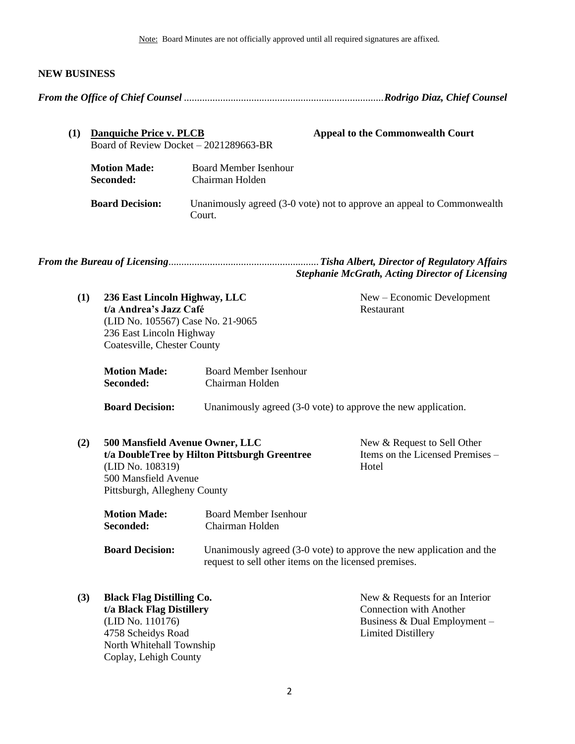Note: Board Minutes are not officially approved until all required signatures are affixed.

## NEW BUSINESS

***From the Office of Chief Counsel*** ............................................................................***Rodrigo Diaz, Chief Counsel***

**(1) Danquiche Price v. PLCB** — **Appeal to the Commonwealth Court**
Board of Review Docket – 2021289663-BR

**Motion Made:** Board Member Isenhour
**Seconded:** Chairman Holden

**Board Decision:** Unanimously agreed (3-0 vote) not to approve an appeal to Commonwealth Court.

***From the Bureau of Licensing***..........................................................***Tisha Albert, Director of Regulatory Affairs***
***Stephanie McGrath, Acting Director of Licensing***

**(1) 236 East Lincoln Highway, LLC**
**t/a Andrea's Jazz Café**
(LID No. 105567) Case No. 21-9065
236 East Lincoln Highway
Coatesville, Chester County

New – Economic Development Restaurant

**Motion Made:** Board Member Isenhour
**Seconded:** Chairman Holden

**Board Decision:** Unanimously agreed (3-0 vote) to approve the new application.

**(2) 500 Mansfield Avenue Owner, LLC**
**t/a DoubleTree by Hilton Pittsburgh Greentree**
(LID No. 108319)
500 Mansfield Avenue
Pittsburgh, Allegheny County

New & Request to Sell Other Items on the Licensed Premises – Hotel

**Motion Made:** Board Member Isenhour
**Seconded:** Chairman Holden

**Board Decision:** Unanimously agreed (3-0 vote) to approve the new application and the request to sell other items on the licensed premises.

**(3) Black Flag Distilling Co.**
**t/a Black Flag Distillery**
(LID No. 110176)
4758 Scheidys Road
North Whitehall Township
Coplay, Lehigh County

New & Requests for an Interior Connection with Another Business & Dual Employment – Limited Distillery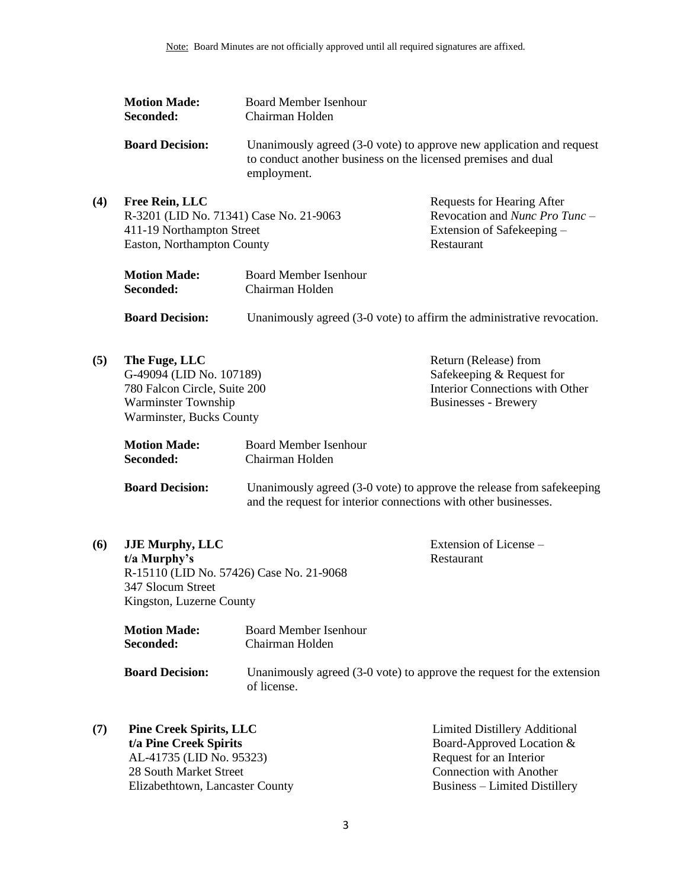Note: Board Minutes are not officially approved until all required signatures are affixed.

**Motion Made:** Board Member Isenhour
**Seconded:** Chairman Holden

**Board Decision:** Unanimously agreed (3-0 vote) to approve new application and request to conduct another business on the licensed premises and dual employment.

**(4) Free Rein, LLC**
R-3201 (LID No. 71341) Case No. 21-9063
411-19 Northampton Street
Easton, Northampton County

Requests for Hearing After Revocation and *Nunc Pro Tunc* – Extension of Safekeeping – Restaurant

**Motion Made:** Board Member Isenhour
**Seconded:** Chairman Holden

**Board Decision:** Unanimously agreed (3-0 vote) to affirm the administrative revocation.

**(5) The Fuge, LLC**
G-49094 (LID No. 107189)
780 Falcon Circle, Suite 200
Warminster Township
Warminster, Bucks County

Return (Release) from Safekeeping & Request for Interior Connections with Other Businesses - Brewery

**Motion Made:** Board Member Isenhour
**Seconded:** Chairman Holden

**Board Decision:** Unanimously agreed (3-0 vote) to approve the release from safekeeping and the request for interior connections with other businesses.

**(6) JJE Murphy, LLC**
**t/a Murphy's**
R-15110 (LID No. 57426) Case No. 21-9068
347 Slocum Street
Kingston, Luzerne County

Extension of License – Restaurant

**Motion Made:** Board Member Isenhour
**Seconded:** Chairman Holden

**Board Decision:** Unanimously agreed (3-0 vote) to approve the request for the extension of license.

**(7) Pine Creek Spirits, LLC**
**t/a Pine Creek Spirits**
AL-41735 (LID No. 95323)
28 South Market Street
Elizabethtown, Lancaster County

Limited Distillery Additional Board-Approved Location & Request for an Interior Connection with Another Business – Limited Distillery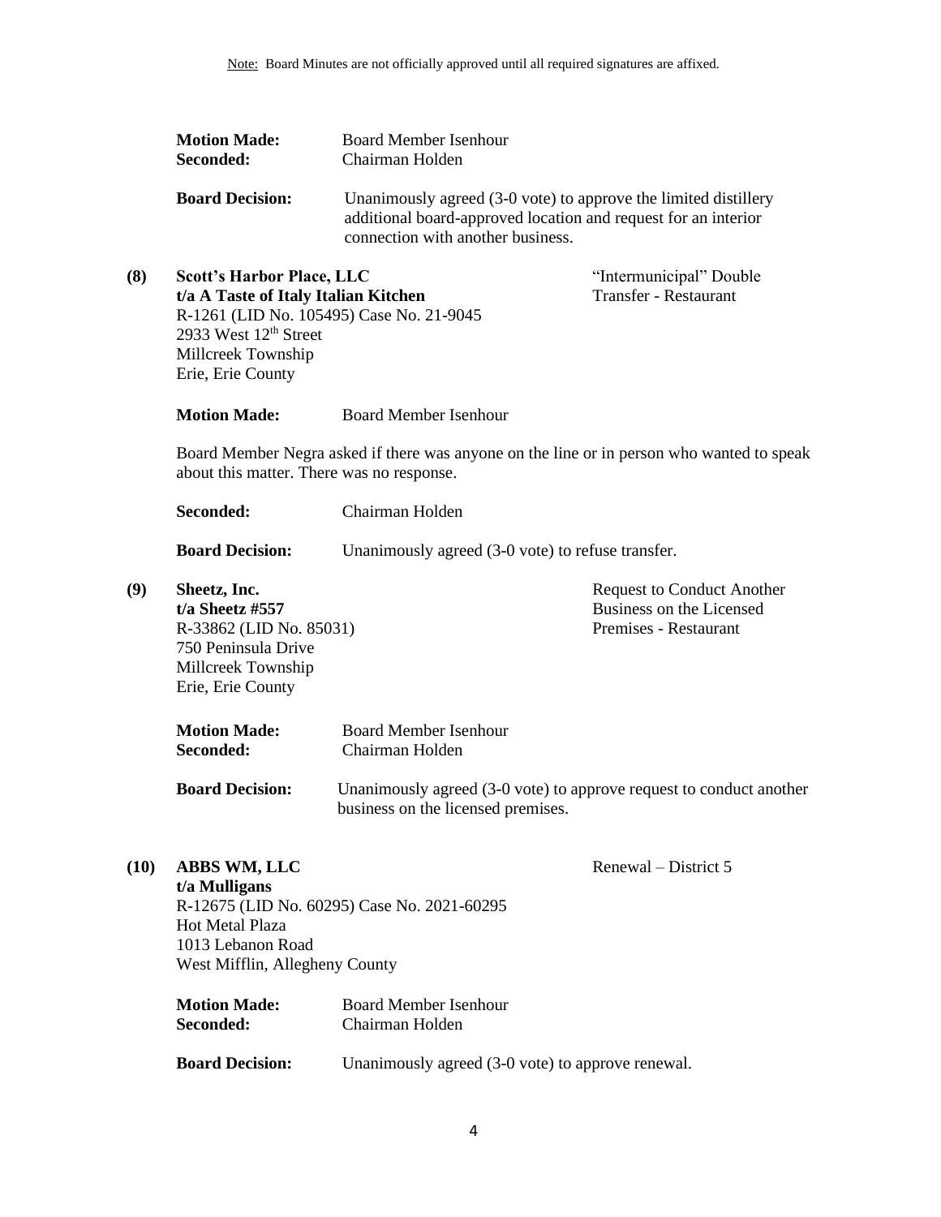Note: Board Minutes are not officially approved until all required signatures are affixed.

**Motion Made:** Board Member Isenhour
**Seconded:** Chairman Holden

**Board Decision:** Unanimously agreed (3-0 vote) to approve the limited distillery additional board-approved location and request for an interior connection with another business.

**(8) Scott's Harbor Place, LLC** — "Intermunicipal" Double Transfer - Restaurant
**t/a A Taste of Italy Italian Kitchen**
R-1261 (LID No. 105495) Case No. 21-9045
2933 West 12th Street
Millcreek Township
Erie, Erie County

**Motion Made:** Board Member Isenhour

Board Member Negra asked if there was anyone on the line or in person who wanted to speak about this matter. There was no response.

**Seconded:** Chairman Holden

**Board Decision:** Unanimously agreed (3-0 vote) to refuse transfer.

**(9) Sheetz, Inc.** — Request to Conduct Another Business on the Licensed Premises - Restaurant
**t/a Sheetz #557**
R-33862 (LID No. 85031)
750 Peninsula Drive
Millcreek Township
Erie, Erie County

**Motion Made:** Board Member Isenhour
**Seconded:** Chairman Holden

**Board Decision:** Unanimously agreed (3-0 vote) to approve request to conduct another business on the licensed premises.

**(10) ABBS WM, LLC** — Renewal – District 5
**t/a Mulligans**
R-12675 (LID No. 60295) Case No. 2021-60295
Hot Metal Plaza
1013 Lebanon Road
West Mifflin, Allegheny County

**Motion Made:** Board Member Isenhour
**Seconded:** Chairman Holden

**Board Decision:** Unanimously agreed (3-0 vote) to approve renewal.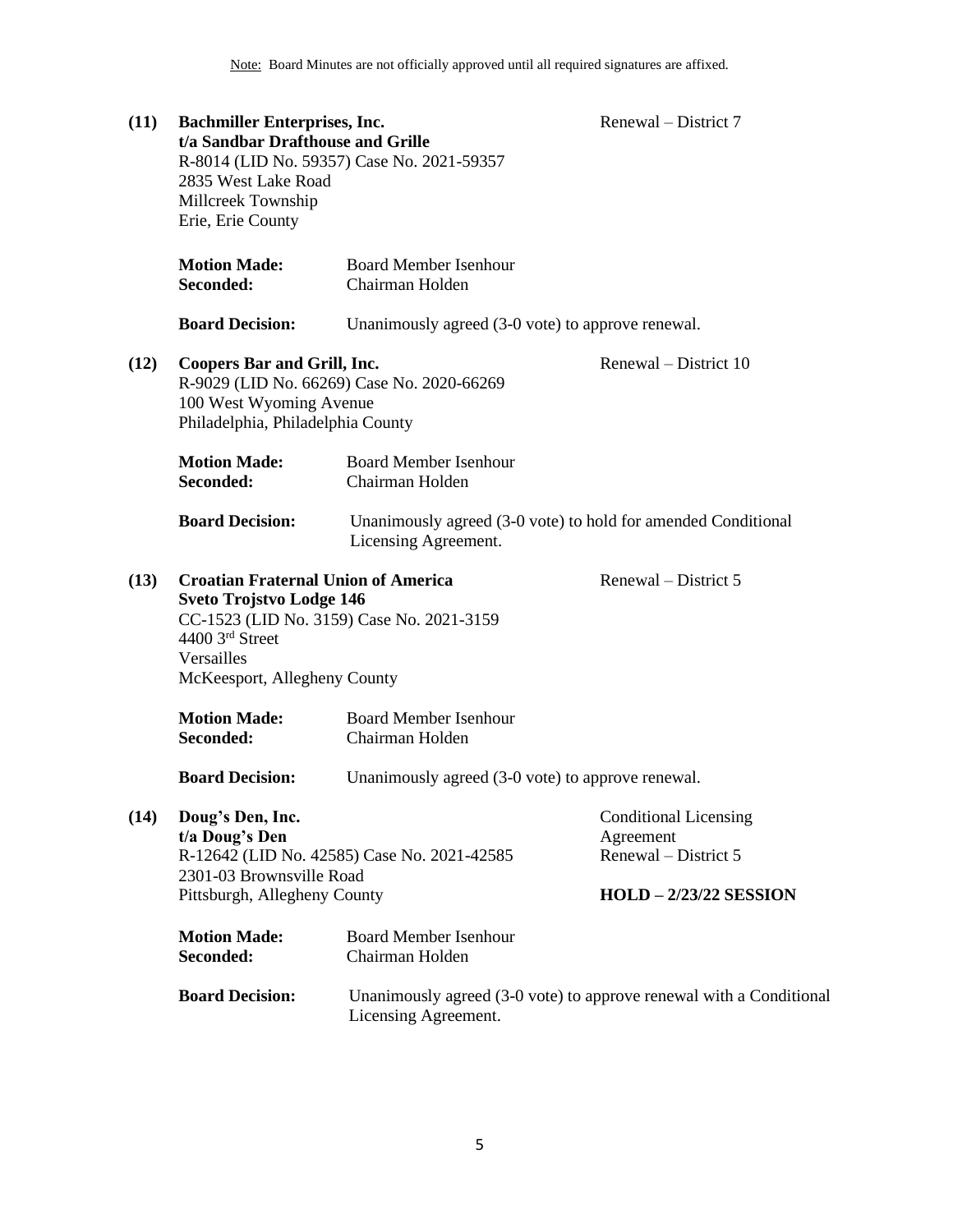Note: Board Minutes are not officially approved until all required signatures are affixed.

**(11) Bachmiller Enterprises, Inc.**
**t/a Sandbar Drafthouse and Grille**
R-8014 (LID No. 59357) Case No. 2021-59357
2835 West Lake Road
Millcreek Township
Erie, Erie County

Renewal – District 7

**Motion Made:** Board Member Isenhour
**Seconded:** Chairman Holden

**Board Decision:** Unanimously agreed (3-0 vote) to approve renewal.

**(12) Coopers Bar and Grill, Inc.**
R-9029 (LID No. 66269) Case No. 2020-66269
100 West Wyoming Avenue
Philadelphia, Philadelphia County

Renewal – District 10

**Motion Made:** Board Member Isenhour
**Seconded:** Chairman Holden

**Board Decision:** Unanimously agreed (3-0 vote) to hold for amended Conditional Licensing Agreement.

**(13) Croatian Fraternal Union of America**
**Sveto Trojstvo Lodge 146**
CC-1523 (LID No. 3159) Case No. 2021-3159
4400 3rd Street
Versailles
McKeesport, Allegheny County

Renewal – District 5

**Motion Made:** Board Member Isenhour
**Seconded:** Chairman Holden

**Board Decision:** Unanimously agreed (3-0 vote) to approve renewal.

**(14) Doug's Den, Inc.**
**t/a Doug's Den**
R-12642 (LID No. 42585) Case No. 2021-42585
2301-03 Brownsville Road
Pittsburgh, Allegheny County

Conditional Licensing Agreement
Renewal – District 5

**HOLD – 2/23/22 SESSION**

**Motion Made:** Board Member Isenhour
**Seconded:** Chairman Holden

**Board Decision:** Unanimously agreed (3-0 vote) to approve renewal with a Conditional Licensing Agreement.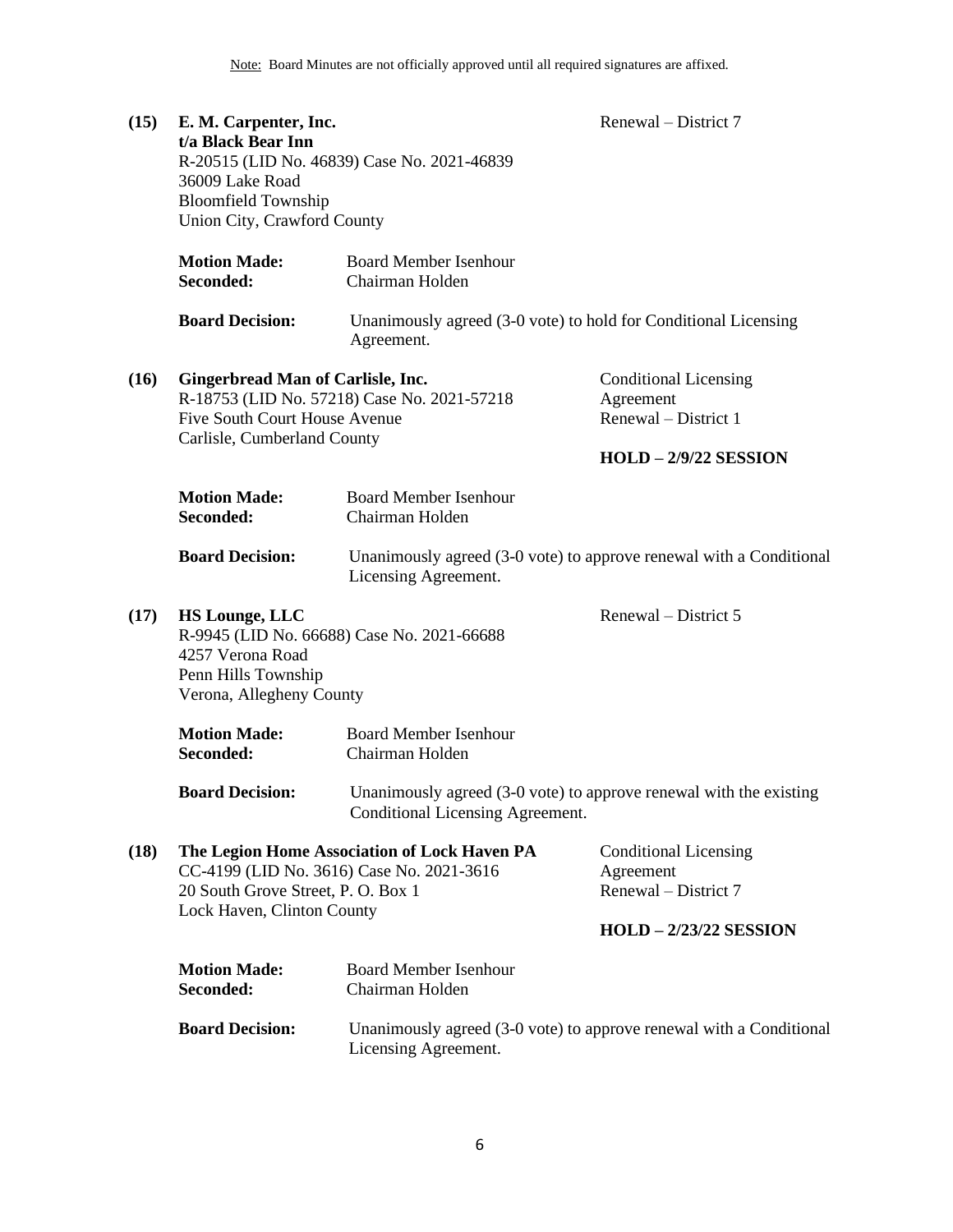Note: Board Minutes are not officially approved until all required signatures are affixed.

**(15) E. M. Carpenter, Inc.**
**t/a Black Bear Inn**
R-20515 (LID No. 46839) Case No. 2021-46839
36009 Lake Road
Bloomfield Township
Union City, Crawford County

Renewal – District 7

**Motion Made:** Board Member Isenhour
**Seconded:** Chairman Holden

**Board Decision:** Unanimously agreed (3-0 vote) to hold for Conditional Licensing Agreement.

**(16) Gingerbread Man of Carlisle, Inc.**
R-18753 (LID No. 57218) Case No. 2021-57218
Five South Court House Avenue
Carlisle, Cumberland County

Conditional Licensing Agreement
Renewal – District 1

**HOLD – 2/9/22 SESSION**

**Motion Made:** Board Member Isenhour
**Seconded:** Chairman Holden

**Board Decision:** Unanimously agreed (3-0 vote) to approve renewal with a Conditional Licensing Agreement.

**(17) HS Lounge, LLC**
R-9945 (LID No. 66688) Case No. 2021-66688
4257 Verona Road
Penn Hills Township
Verona, Allegheny County

Renewal – District 5

**Motion Made:** Board Member Isenhour
**Seconded:** Chairman Holden

**Board Decision:** Unanimously agreed (3-0 vote) to approve renewal with the existing Conditional Licensing Agreement.

**(18) The Legion Home Association of Lock Haven PA**
CC-4199 (LID No. 3616) Case No. 2021-3616
20 South Grove Street, P. O. Box 1
Lock Haven, Clinton County

Conditional Licensing Agreement
Renewal – District 7

**HOLD – 2/23/22 SESSION**

**Motion Made:** Board Member Isenhour
**Seconded:** Chairman Holden

**Board Decision:** Unanimously agreed (3-0 vote) to approve renewal with a Conditional Licensing Agreement.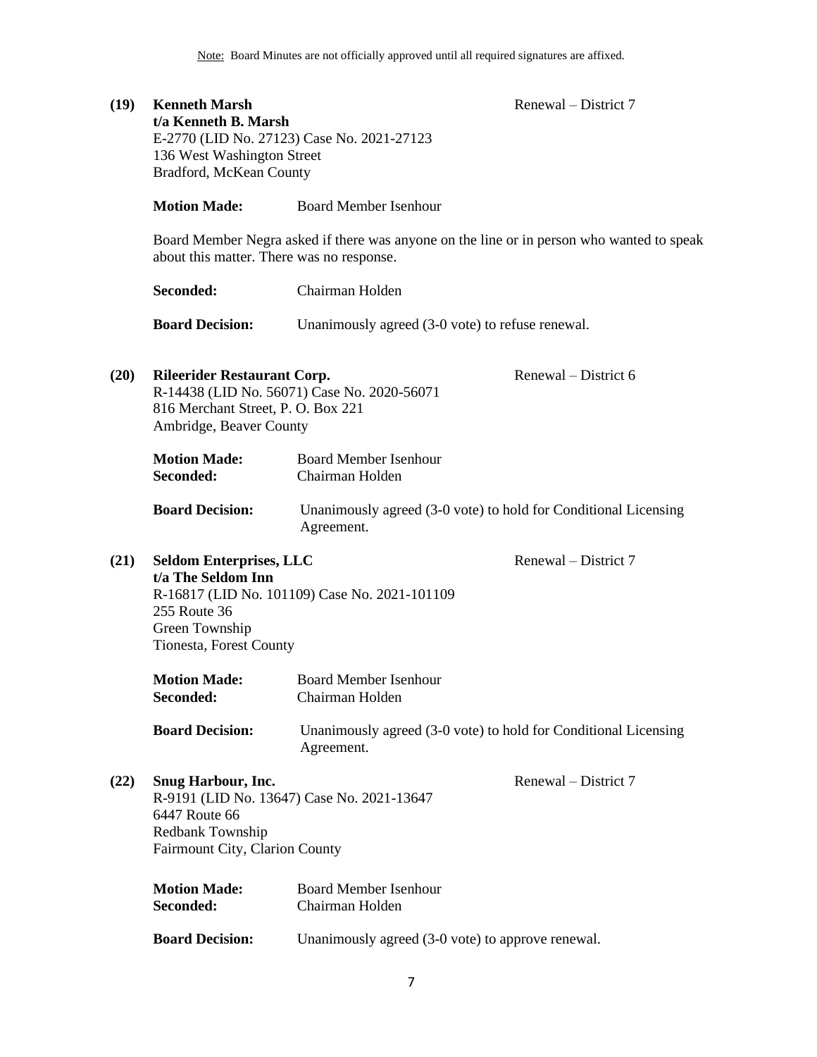Note: Board Minutes are not officially approved until all required signatures are affixed.

**(19) Kenneth Marsh**
**t/a Kenneth B. Marsh**
E-2770 (LID No. 27123) Case No. 2021-27123
136 West Washington Street
Bradford, McKean County

Renewal – District 7

**Motion Made:** Board Member Isenhour

Board Member Negra asked if there was anyone on the line or in person who wanted to speak about this matter. There was no response.

**Seconded:** Chairman Holden

**Board Decision:** Unanimously agreed (3-0 vote) to refuse renewal.

**(20) Rileerider Restaurant Corp.**
R-14438 (LID No. 56071) Case No. 2020-56071
816 Merchant Street, P. O. Box 221
Ambridge, Beaver County

Renewal – District 6

**Motion Made:** Board Member Isenhour
**Seconded:** Chairman Holden

**Board Decision:** Unanimously agreed (3-0 vote) to hold for Conditional Licensing Agreement.

**(21) Seldom Enterprises, LLC**
**t/a The Seldom Inn**
R-16817 (LID No. 101109) Case No. 2021-101109
255 Route 36
Green Township
Tionesta, Forest County

Renewal – District 7

**Motion Made:** Board Member Isenhour
**Seconded:** Chairman Holden

**Board Decision:** Unanimously agreed (3-0 vote) to hold for Conditional Licensing Agreement.

**(22) Snug Harbour, Inc.**
R-9191 (LID No. 13647) Case No. 2021-13647
6447 Route 66
Redbank Township
Fairmount City, Clarion County

Renewal – District 7

**Motion Made:** Board Member Isenhour
**Seconded:** Chairman Holden

**Board Decision:** Unanimously agreed (3-0 vote) to approve renewal.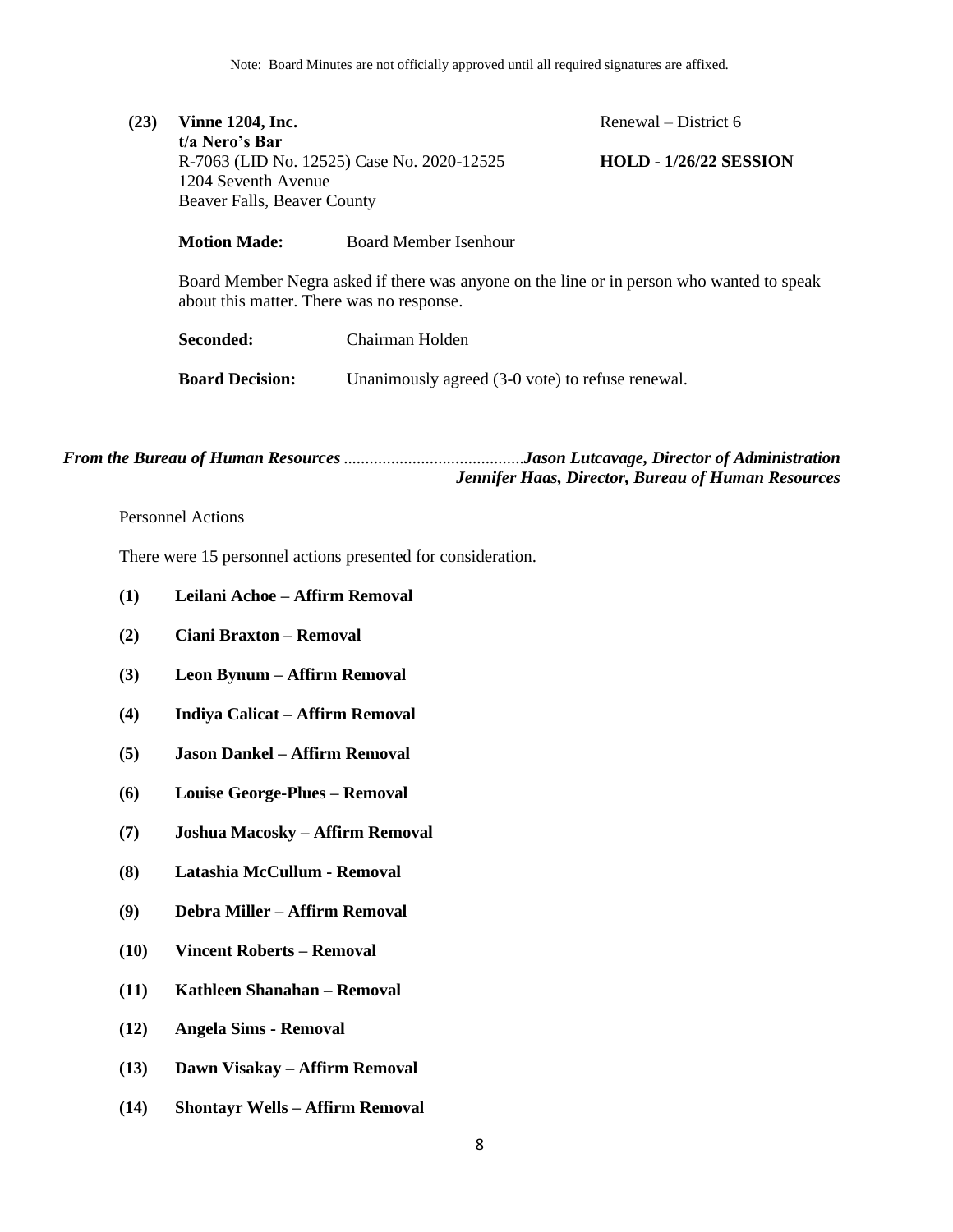Note: Board Minutes are not officially approved until all required signatures are affixed.

**(23) Vinne 1204, Inc.** Renewal – District 6
**t/a Nero's Bar**
R-7063 (LID No. 12525) Case No. 2020-12525 **HOLD - 1/26/22 SESSION**
1204 Seventh Avenue
Beaver Falls, Beaver County

**Motion Made:** Board Member Isenhour

Board Member Negra asked if there was anyone on the line or in person who wanted to speak about this matter. There was no response.

**Seconded:** Chairman Holden

**Board Decision:** Unanimously agreed (3-0 vote) to refuse renewal.

***From the Bureau of Human Resources* ..........................................*Jason Lutcavage, Director of Administration***
***Jennifer Haas, Director, Bureau of Human Resources***

Personnel Actions

There were 15 personnel actions presented for consideration.

**(1) Leilani Achoe – Affirm Removal**

**(2) Ciani Braxton – Removal**

**(3) Leon Bynum – Affirm Removal**

**(4) Indiya Calicat – Affirm Removal**

**(5) Jason Dankel – Affirm Removal**

**(6) Louise George-Plues – Removal**

**(7) Joshua Macosky – Affirm Removal**

**(8) Latashia McCullum - Removal**

**(9) Debra Miller – Affirm Removal**

**(10) Vincent Roberts – Removal**

**(11) Kathleen Shanahan – Removal**

**(12) Angela Sims - Removal**

**(13) Dawn Visakay – Affirm Removal**

**(14) Shontayr Wells – Affirm Removal**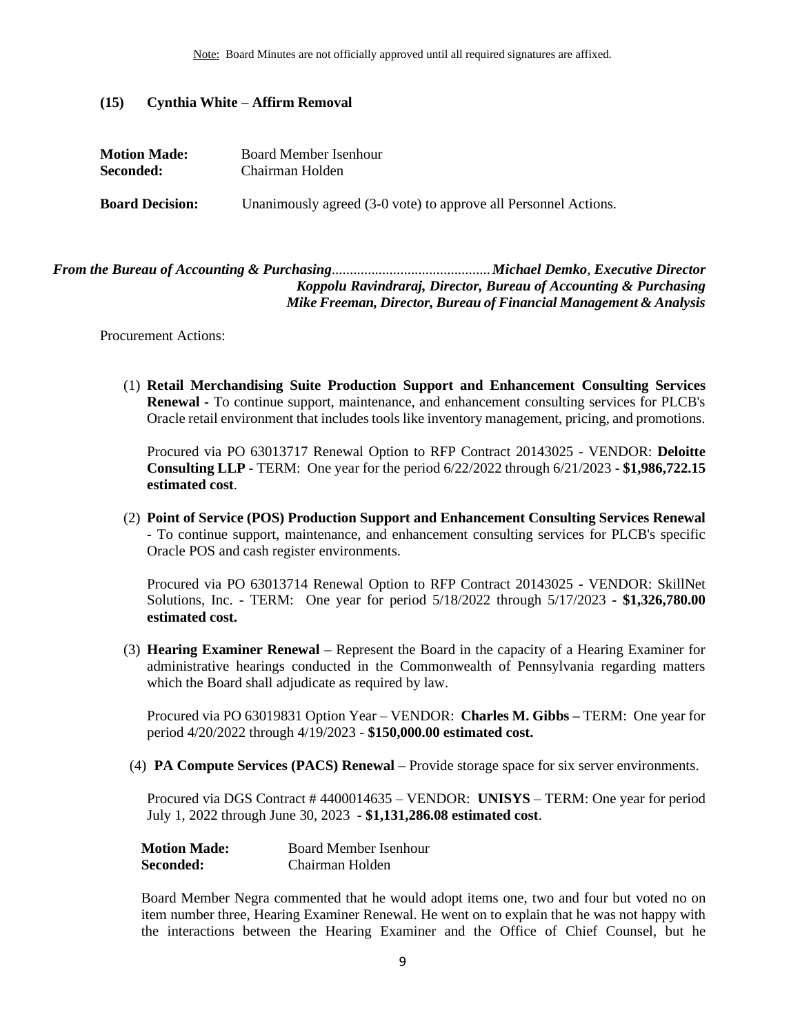Note: Board Minutes are not officially approved until all required signatures are affixed.

**(15) Cynthia White – Affirm Removal**

**Motion Made:** Board Member Isenhour
**Seconded:** Chairman Holden

**Board Decision:** Unanimously agreed (3-0 vote) to approve all Personnel Actions.

***From the Bureau of Accounting & Purchasing***............................................***Michael Demko**, **Executive Director***
***Koppolu Ravindraraj, Director, Bureau of Accounting & Purchasing***
***Mike Freeman, Director, Bureau of Financial Management & Analysis***

Procurement Actions:

(1) **Retail Merchandising Suite Production Support and Enhancement Consulting Services Renewal -** To continue support, maintenance, and enhancement consulting services for PLCB's Oracle retail environment that includes tools like inventory management, pricing, and promotions.

Procured via PO 63013717 Renewal Option to RFP Contract 20143025 - VENDOR: **Deloitte Consulting LLP** - TERM: One year for the period 6/22/2022 through 6/21/2023 - **$1,986,722.15 estimated cost**.

(2) **Point of Service (POS) Production Support and Enhancement Consulting Services Renewal -** To continue support, maintenance, and enhancement consulting services for PLCB's specific Oracle POS and cash register environments.

Procured via PO 63013714 Renewal Option to RFP Contract 20143025 - VENDOR: SkillNet Solutions, Inc. - TERM: One year for period 5/18/2022 through 5/17/2023 **- $1,326,780.00 estimated cost.**

(3) **Hearing Examiner Renewal –** Represent the Board in the capacity of a Hearing Examiner for administrative hearings conducted in the Commonwealth of Pennsylvania regarding matters which the Board shall adjudicate as required by law.

Procured via PO 63019831 Option Year – VENDOR: **Charles M. Gibbs –** TERM: One year for period 4/20/2022 through 4/19/2023 - **$150,000.00 estimated cost.**

(4) **PA Compute Services (PACS) Renewal –** Provide storage space for six server environments.

Procured via DGS Contract # 4400014635 – VENDOR: **UNISYS** – TERM: One year for period July 1, 2022 through June 30, 2023 **- $1,131,286.08 estimated cost**.

**Motion Made:** Board Member Isenhour
**Seconded:** Chairman Holden

Board Member Negra commented that he would adopt items one, two and four but voted no on item number three, Hearing Examiner Renewal. He went on to explain that he was not happy with the interactions between the Hearing Examiner and the Office of Chief Counsel, but he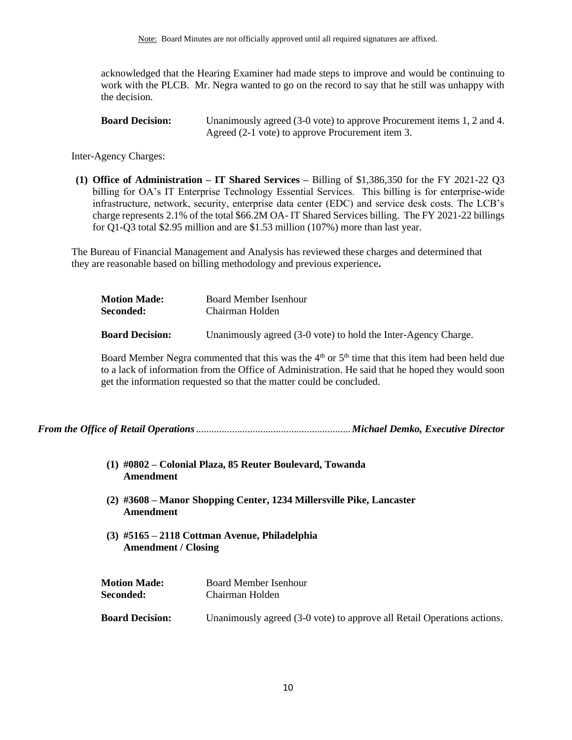Note: Board Minutes are not officially approved until all required signatures are affixed.

acknowledged that the Hearing Examiner had made steps to improve and would be continuing to work with the PLCB. Mr. Negra wanted to go on the record to say that he still was unhappy with the decision.

**Board Decision:** Unanimously agreed (3-0 vote) to approve Procurement items 1, 2 and 4. Agreed (2-1 vote) to approve Procurement item 3.

Inter-Agency Charges:

**(1) Office of Administration – IT Shared Services –** Billing of $1,386,350 for the FY 2021-22 Q3 billing for OA's IT Enterprise Technology Essential Services. This billing is for enterprise-wide infrastructure, network, security, enterprise data center (EDC) and service desk costs. The LCB's charge represents 2.1% of the total $66.2M OA- IT Shared Services billing. The FY 2021-22 billings for Q1-Q3 total $2.95 million and are $1.53 million (107%) more than last year.

The Bureau of Financial Management and Analysis has reviewed these charges and determined that they are reasonable based on billing methodology and previous experience**.**

**Motion Made:** Board Member Isenhour
**Seconded:** Chairman Holden

**Board Decision:** Unanimously agreed (3-0 vote) to hold the Inter-Agency Charge.

Board Member Negra commented that this was the 4th or 5th time that this item had been held due to a lack of information from the Office of Administration. He said that he hoped they would soon get the information requested so that the matter could be concluded.

***From the Office of Retail Operations*** ........................................................... ***Michael Demko, Executive Director***

**(1) #0802 – Colonial Plaza, 85 Reuter Boulevard, Towanda**
**Amendment**

**(2) #3608 – Manor Shopping Center, 1234 Millersville Pike, Lancaster**
**Amendment**

**(3) #5165 – 2118 Cottman Avenue, Philadelphia**
**Amendment / Closing**

**Motion Made:** Board Member Isenhour
**Seconded:** Chairman Holden

**Board Decision:** Unanimously agreed (3-0 vote) to approve all Retail Operations actions.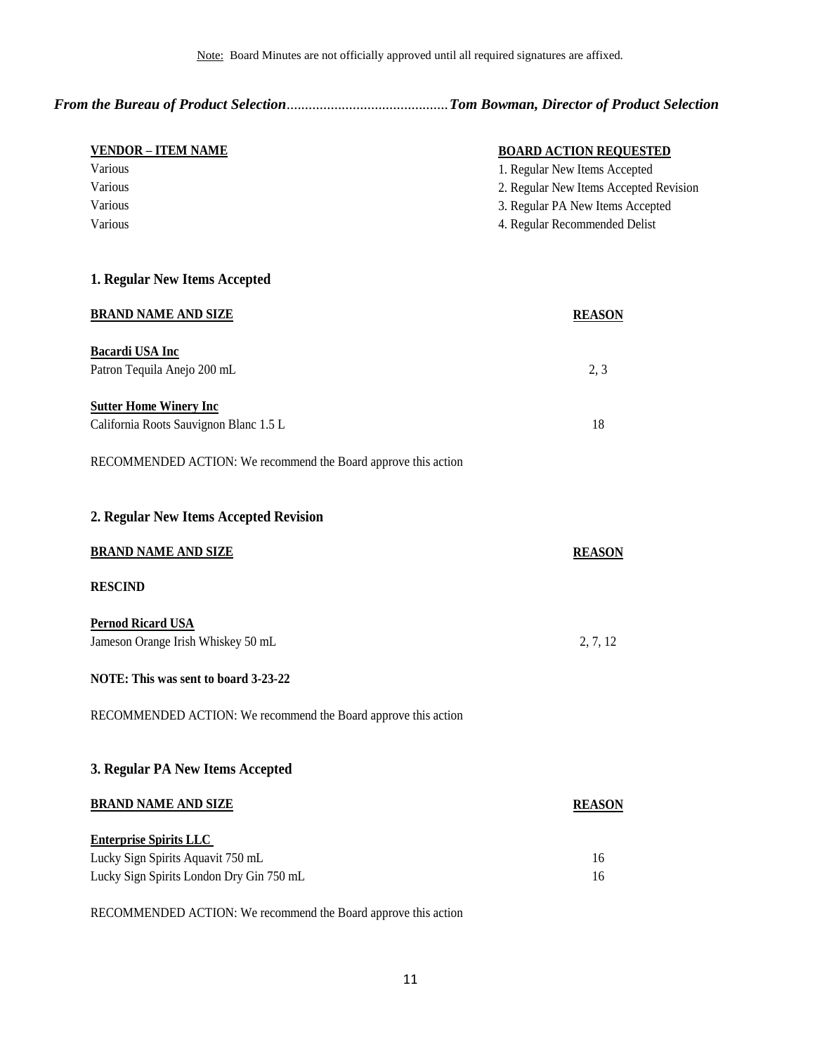Note: Board Minutes are not officially approved until all required signatures are affixed.

***From the Bureau of Product Selection*........................................*Tom Bowman, Director of Product Selection***

| VENDOR – ITEM NAME | BOARD ACTION REQUESTED |
|---|---|
| Various | 1. Regular New Items Accepted |
| Various | 2. Regular New Items Accepted Revision |
| Various | 3. Regular PA New Items Accepted |
| Various | 4. Regular Recommended Delist |

## 1. Regular New Items Accepted

| BRAND NAME AND SIZE | REASON |
|---|---|
| **Bacardi USA Inc** | |
| Patron Tequila Anejo 200 mL | 2, 3 |
| **Sutter Home Winery Inc** | |
| California Roots Sauvignon Blanc 1.5 L | 18 |

RECOMMENDED ACTION: We recommend the Board approve this action

## 2. Regular New Items Accepted Revision

| BRAND NAME AND SIZE | REASON |
|---|---|
| **RESCIND** | |
| **Pernod Ricard USA** | |
| Jameson Orange Irish Whiskey 50 mL | 2, 7, 12 |

**NOTE: This was sent to board 3-23-22**

RECOMMENDED ACTION: We recommend the Board approve this action

## 3. Regular PA New Items Accepted

| BRAND NAME AND SIZE | REASON |
|---|---|
| **Enterprise Spirits LLC** | |
| Lucky Sign Spirits Aquavit 750 mL | 16 |
| Lucky Sign Spirits London Dry Gin 750 mL | 16 |

RECOMMENDED ACTION: We recommend the Board approve this action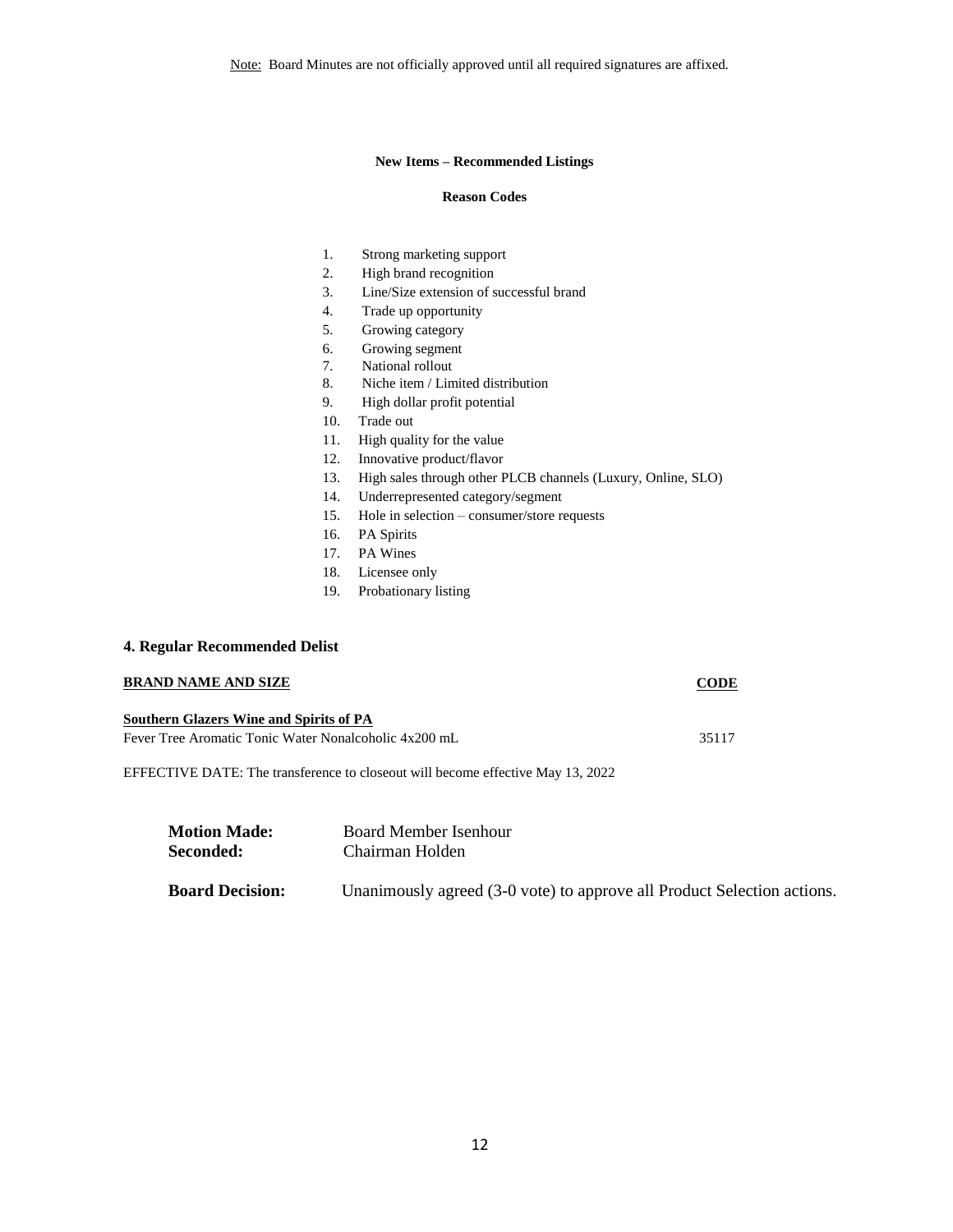Note: Board Minutes are not officially approved until all required signatures are affixed.

**New Items – Recommended Listings**

**Reason Codes**

1. Strong marketing support
2. High brand recognition
3. Line/Size extension of successful brand
4. Trade up opportunity
5. Growing category
6. Growing segment
7. National rollout
8. Niche item / Limited distribution
9. High dollar profit potential
10. Trade out
11. High quality for the value
12. Innovative product/flavor
13. High sales through other PLCB channels (Luxury, Online, SLO)
14. Underrepresented category/segment
15. Hole in selection – consumer/store requests
16. PA Spirits
17. PA Wines
18. Licensee only
19. Probationary listing

### 4. Regular Recommended Delist

| BRAND NAME AND SIZE | CODE |
|---|---|
| **Southern Glazers Wine and Spirits of PA** | |
| Fever Tree Aromatic Tonic Water Nonalcoholic 4x200 mL | 35117 |

EFFECTIVE DATE: The transference to closeout will become effective May 13, 2022

**Motion Made:** Board Member Isenhour
**Seconded:** Chairman Holden

**Board Decision:** Unanimously agreed (3-0 vote) to approve all Product Selection actions.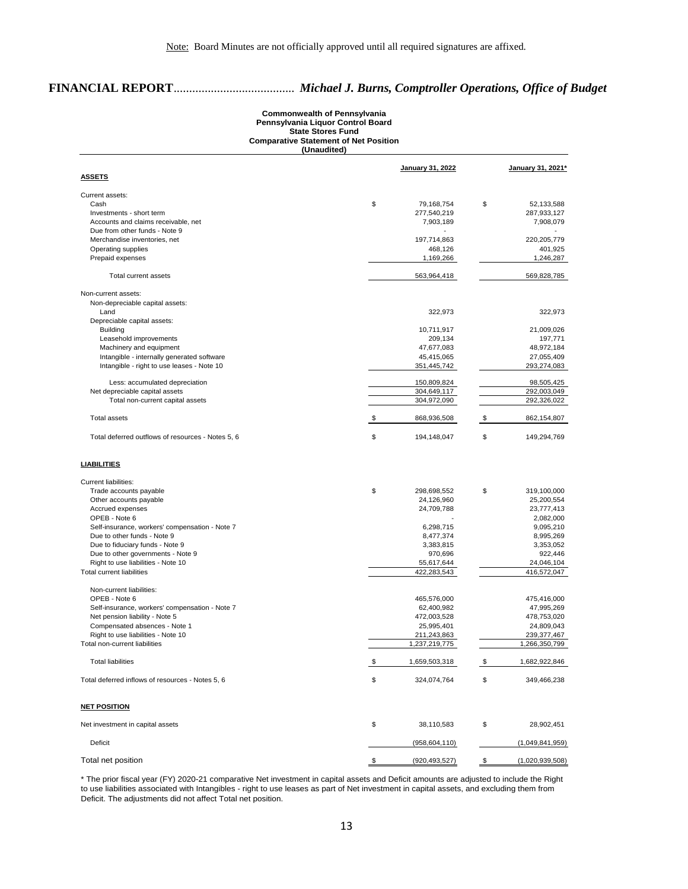Note: Board Minutes are not officially approved until all required signatures are affixed.

**FINANCIAL REPORT**....................................... ***Michael J. Burns, Comptroller Operations, Office of Budget***

**Commonwealth of Pennsylvania**
**Pennsylvania Liquor Control Board**
**State Stores Fund**
**Comparative Statement of Net Position**
**(Unaudited)**

| | January 31, 2022 | January 31, 2021* |
|---|---|---|
| **ASSETS** | | |
| Current assets: | | |
| Cash | $ 79,168,754 | $ 52,133,588 |
| Investments - short term | 277,540,219 | 287,933,127 |
| Accounts and claims receivable, net | 7,903,189 | 7,908,079 |
| Due from other funds - Note 9 | - | - |
| Merchandise inventories, net | 197,714,863 | 220,205,779 |
| Operating supplies | 468,126 | 401,925 |
| Prepaid expenses | 1,169,266 | 1,246,287 |
| Total current assets | 563,964,418 | 569,828,785 |
| Non-current assets: | | |
| Non-depreciable capital assets: | | |
| Land | 322,973 | 322,973 |
| Depreciable capital assets: | | |
| Building | 10,711,917 | 21,009,026 |
| Leasehold improvements | 209,134 | 197,771 |
| Machinery and equipment | 47,677,083 | 48,972,184 |
| Intangible - internally generated software | 45,415,065 | 27,055,409 |
| Intangible - right to use leases - Note 10 | 351,445,742 | 293,274,083 |
| Less: accumulated depreciation | 150,809,824 | 98,505,425 |
| Net depreciable capital assets | 304,649,117 | 292,003,049 |
| Total non-current capital assets | 304,972,090 | 292,326,022 |
| Total assets | $ 868,936,508 | $ 862,154,807 |
| Total deferred outflows of resources - Notes 5, 6 | $ 194,148,047 | $ 149,294,769 |
| **LIABILITIES** | | |
| Current liabilities: | | |
| Trade accounts payable | $ 298,698,552 | $ 319,100,000 |
| Other accounts payable | 24,126,960 | 25,200,554 |
| Accrued expenses | 24,709,788 | 23,777,413 |
| OPEB - Note 6 | - | 2,082,000 |
| Self-insurance, workers' compensation - Note 7 | 6,298,715 | 9,095,210 |
| Due to other funds - Note 9 | 8,477,374 | 8,995,269 |
| Due to fiduciary funds - Note 9 | 3,383,815 | 3,353,052 |
| Due to other governments - Note 9 | 970,696 | 922,446 |
| Right to use liabilities - Note 10 | 55,617,644 | 24,046,104 |
| Total current liabilities | 422,283,543 | 416,572,047 |
| Non-current liabilities: | | |
| OPEB - Note 6 | 465,576,000 | 475,416,000 |
| Self-insurance, workers' compensation - Note 7 | 62,400,982 | 47,995,269 |
| Net pension liability - Note 5 | 472,003,528 | 478,753,020 |
| Compensated absences - Note 1 | 25,995,401 | 24,809,043 |
| Right to use liabilities - Note 10 | 211,243,863 | 239,377,467 |
| Total non-current liabilities | 1,237,219,775 | 1,266,350,799 |
| Total liabilities | $ 1,659,503,318 | $ 1,682,922,846 |
| Total deferred inflows of resources - Notes 5, 6 | $ 324,074,764 | $ 349,466,238 |
| **NET POSITION** | | |
| Net investment in capital assets | $ 38,110,583 | $ 28,902,451 |
| Deficit | (958,604,110) | (1,049,841,959) |
| Total net position | $ (920,493,527) | $ (1,020,939,508) |

\* The prior fiscal year (FY) 2020-21 comparative Net investment in capital assets and Deficit amounts are adjusted to include the Right to use liabilities associated with Intangibles - right to use leases as part of Net investment in capital assets, and excluding them from Deficit. The adjustments did not affect Total net position.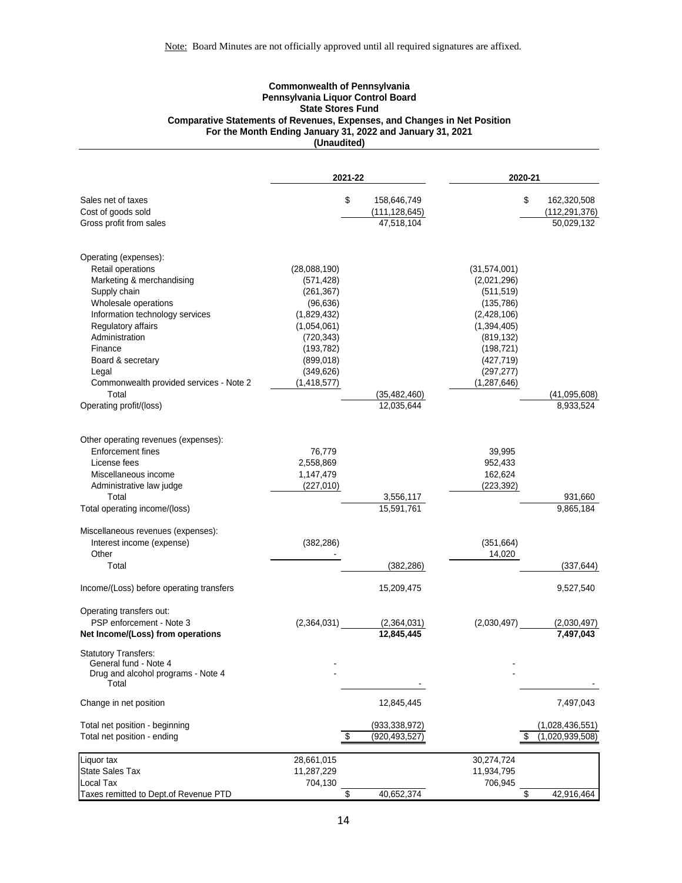Note: Board Minutes are not officially approved until all required signatures are affixed.

**Commonwealth of Pennsylvania**
**Pennsylvania Liquor Control Board**
**State Stores Fund**
**Comparative Statements of Revenues, Expenses, and Changes in Net Position**
**For the Month Ending January 31, 2022 and January 31, 2021**
**(Unaudited)**

| | 2021-22 | | 2020-21 | |
|---|---|---|---|---|
| Sales net of taxes | | $ 158,646,749 | | $ 162,320,508 |
| Cost of goods sold | | (111,128,645) | | (112,291,376) |
| Gross profit from sales | | 47,518,104 | | 50,029,132 |
| | | | | |
| Operating (expenses): | | | | |
| Retail operations | (28,088,190) | | (31,574,001) | |
| Marketing & merchandising | (571,428) | | (2,021,296) | |
| Supply chain | (261,367) | | (511,519) | |
| Wholesale operations | (96,636) | | (135,786) | |
| Information technology services | (1,829,432) | | (2,428,106) | |
| Regulatory affairs | (1,054,061) | | (1,394,405) | |
| Administration | (720,343) | | (819,132) | |
| Finance | (193,782) | | (198,721) | |
| Board & secretary | (899,018) | | (427,719) | |
| Legal | (349,626) | | (297,277) | |
| Commonwealth provided services - Note 2 | (1,418,577) | | (1,287,646) | |
| Total | | (35,482,460) | | (41,095,608) |
| Operating profit/(loss) | | 12,035,644 | | 8,933,524 |
| | | | | |
| Other operating revenues (expenses): | | | | |
| Enforcement fines | 76,779 | | 39,995 | |
| License fees | 2,558,869 | | 952,433 | |
| Miscellaneous income | 1,147,479 | | 162,624 | |
| Administrative law judge | (227,010) | | (223,392) | |
| Total | | 3,556,117 | | 931,660 |
| Total operating income/(loss) | | 15,591,761 | | 9,865,184 |
| | | | | |
| Miscellaneous revenues (expenses): | | | | |
| Interest income (expense) | (382,286) | | (351,664) | |
| Other | - | | 14,020 | |
| Total | | (382,286) | | (337,644) |
| | | | | |
| Income/(Loss) before operating transfers | | 15,209,475 | | 9,527,540 |
| | | | | |
| Operating transfers out: | | | | |
| PSP enforcement - Note 3 | (2,364,031) | (2,364,031) | (2,030,497) | (2,030,497) |
| **Net Income/(Loss) from operations** | | **12,845,445** | | **7,497,043** |
| | | | | |
| Statutory Transfers: | | | | |
| General fund - Note 4 | - | | - | |
| Drug and alcohol programs - Note 4 | - | | - | |
| Total | | - | | - |
| | | | | |
| Change in net position | | 12,845,445 | | 7,497,043 |
| | | | | |
| Total net position - beginning | | (933,338,972) | | (1,028,436,551) |
| Total net position - ending | | $ (920,493,527) | | $ (1,020,939,508) |

| | | | | |
|---|---|---|---|---|
| Liquor tax | 28,661,015 | | 30,274,724 | |
| State Sales Tax | 11,287,229 | | 11,934,795 | |
| Local Tax | 704,130 | | 706,945 | |
| Taxes remitted to Dept.of Revenue PTD | | $ 40,652,374 | | $ 42,916,464 |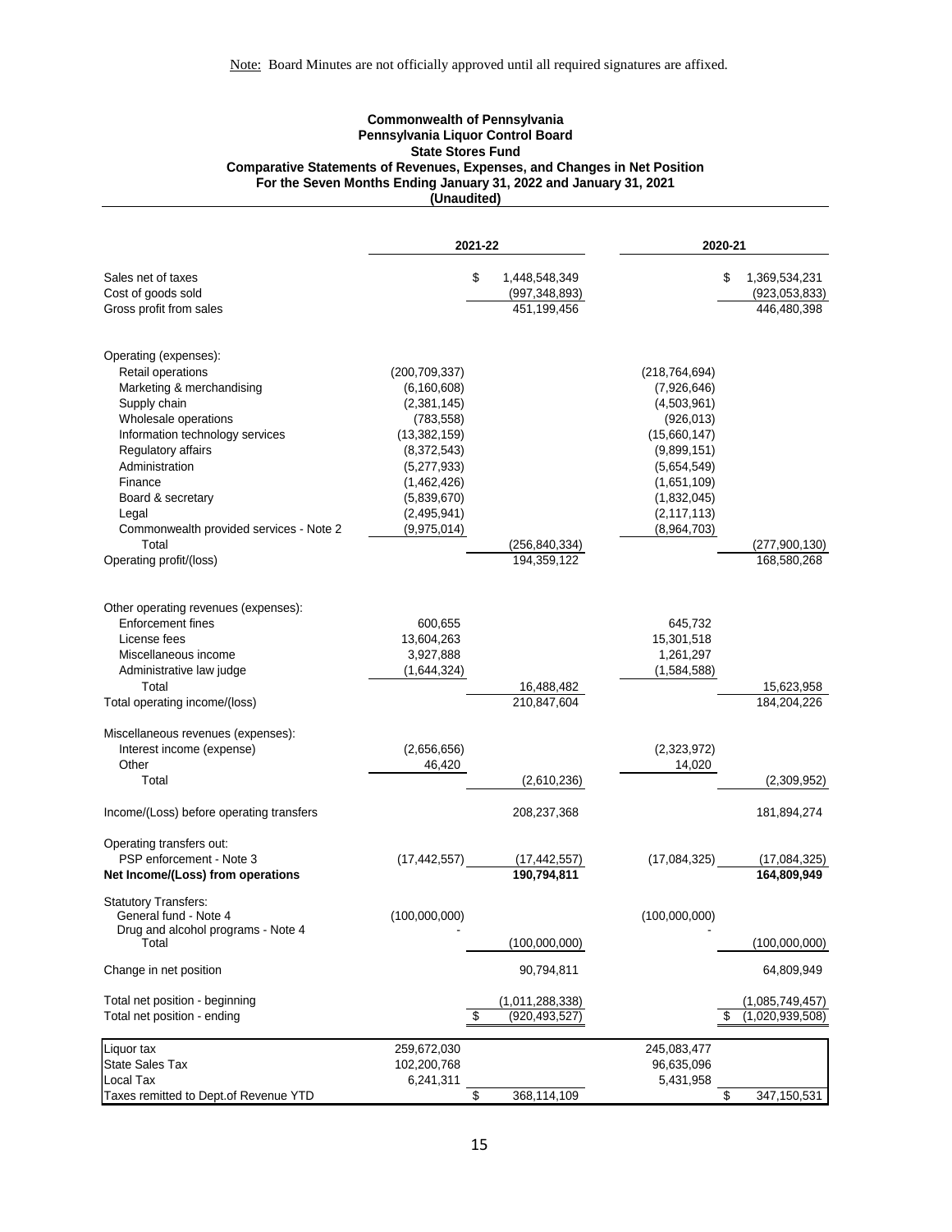Note: Board Minutes are not officially approved until all required signatures are affixed.

**Commonwealth of Pennsylvania**
**Pennsylvania Liquor Control Board**
**State Stores Fund**
**Comparative Statements of Revenues, Expenses, and Changes in Net Position**
**For the Seven Months Ending January 31, 2022 and January 31, 2021**
**(Unaudited)**

| | 2021-22 | | 2020-21 | |
|---|---|---|---|---|
| Sales net of taxes | | $ 1,448,548,349 | | $ 1,369,534,231 |
| Cost of goods sold | | (997,348,893) | | (923,053,833) |
| Gross profit from sales | | 451,199,456 | | 446,480,398 |
| | | | | |
| Operating (expenses): | | | | |
| Retail operations | (200,709,337) | | (218,764,694) | |
| Marketing & merchandising | (6,160,608) | | (7,926,646) | |
| Supply chain | (2,381,145) | | (4,503,961) | |
| Wholesale operations | (783,558) | | (926,013) | |
| Information technology services | (13,382,159) | | (15,660,147) | |
| Regulatory affairs | (8,372,543) | | (9,899,151) | |
| Administration | (5,277,933) | | (5,654,549) | |
| Finance | (1,462,426) | | (1,651,109) | |
| Board & secretary | (5,839,670) | | (1,832,045) | |
| Legal | (2,495,941) | | (2,117,113) | |
| Commonwealth provided services - Note 2 | (9,975,014) | | (8,964,703) | |
| Total | | (256,840,334) | | (277,900,130) |
| Operating profit/(loss) | | 194,359,122 | | 168,580,268 |
| | | | | |
| Other operating revenues (expenses): | | | | |
| Enforcement fines | 600,655 | | 645,732 | |
| License fees | 13,604,263 | | 15,301,518 | |
| Miscellaneous income | 3,927,888 | | 1,261,297 | |
| Administrative law judge | (1,644,324) | | (1,584,588) | |
| Total | | 16,488,482 | | 15,623,958 |
| Total operating income/(loss) | | 210,847,604 | | 184,204,226 |
| | | | | |
| Miscellaneous revenues (expenses): | | | | |
| Interest income (expense) | (2,656,656) | | (2,323,972) | |
| Other | 46,420 | | 14,020 | |
| Total | | (2,610,236) | | (2,309,952) |
| | | | | |
| Income/(Loss) before operating transfers | | 208,237,368 | | 181,894,274 |
| | | | | |
| Operating transfers out: | | | | |
| PSP enforcement - Note 3 | (17,442,557) | (17,442,557) | (17,084,325) | (17,084,325) |
| **Net Income/(Loss) from operations** | | **190,794,811** | | **164,809,949** |
| | | | | |
| Statutory Transfers: | | | | |
| General fund - Note 4 | (100,000,000) | | (100,000,000) | |
| Drug and alcohol programs - Note 4 | - | | - | |
| Total | | (100,000,000) | | (100,000,000) |
| | | | | |
| Change in net position | | 90,794,811 | | 64,809,949 |
| | | | | |
| Total net position - beginning | | (1,011,288,338) | | (1,085,749,457) |
| Total net position - ending | | $ (920,493,527) | | $ (1,020,939,508) |

| | | | | |
|---|---|---|---|---|
| Liquor tax | 259,672,030 | | 245,083,477 | |
| State Sales Tax | 102,200,768 | | 96,635,096 | |
| Local Tax | 6,241,311 | | 5,431,958 | |
| Taxes remitted to Dept.of Revenue YTD | | $ 368,114,109 | | $ 347,150,531 |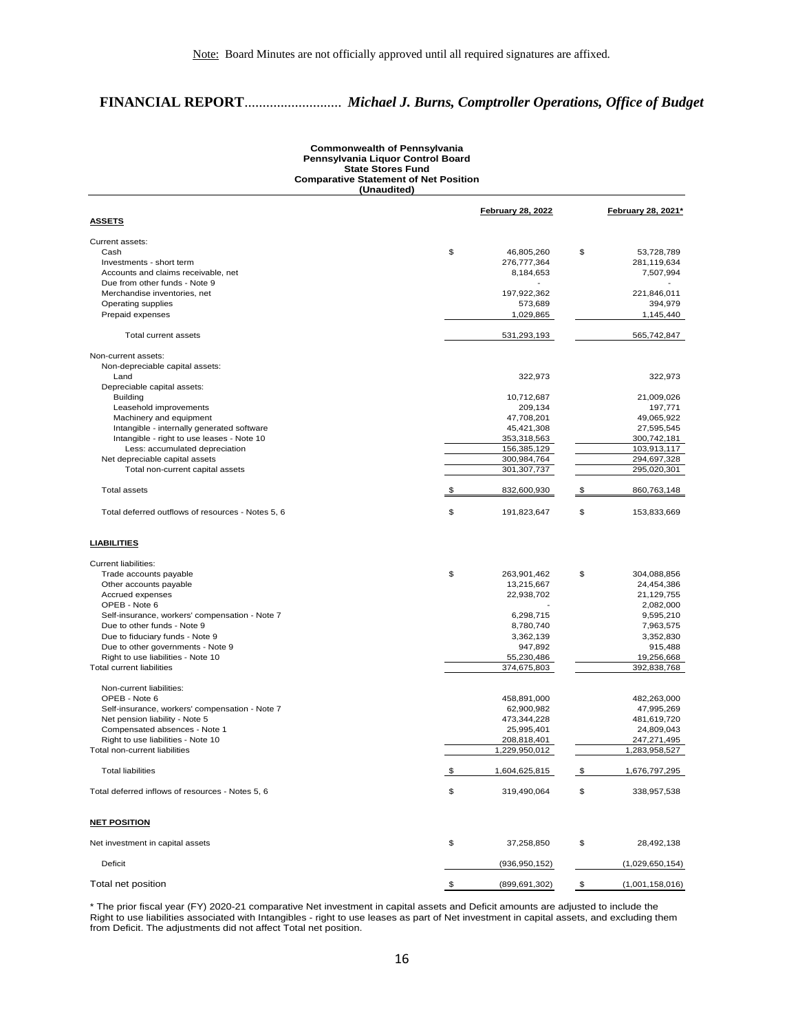Note: Board Minutes are not officially approved until all required signatures are affixed.

**FINANCIAL REPORT**.......................... ***Michael J. Burns, Comptroller Operations, Office of Budget***

**Commonwealth of Pennsylvania**
**Pennsylvania Liquor Control Board**
**State Stores Fund**
**Comparative Statement of Net Position**
**(Unaudited)**

| | February 28, 2022 | February 28, 2021* |
|---|---|---|
| **ASSETS** | | |
| Current assets: | | |
| Cash | $ 46,805,260 | $ 53,728,789 |
| Investments - short term | 276,777,364 | 281,119,634 |
| Accounts and claims receivable, net | 8,184,653 | 7,507,994 |
| Due from other funds - Note 9 | - | - |
| Merchandise inventories, net | 197,922,362 | 221,846,011 |
| Operating supplies | 573,689 | 394,979 |
| Prepaid expenses | 1,029,865 | 1,145,440 |
| Total current assets | 531,293,193 | 565,742,847 |
| Non-current assets: | | |
| Non-depreciable capital assets: | | |
| Land | 322,973 | 322,973 |
| Depreciable capital assets: | | |
| Building | 10,712,687 | 21,009,026 |
| Leasehold improvements | 209,134 | 197,771 |
| Machinery and equipment | 47,708,201 | 49,065,922 |
| Intangible - internally generated software | 45,421,308 | 27,595,545 |
| Intangible - right to use leases - Note 10 | 353,318,563 | 300,742,181 |
| Less: accumulated depreciation | 156,385,129 | 103,913,117 |
| Net depreciable capital assets | 300,984,764 | 294,697,328 |
| Total non-current capital assets | 301,307,737 | 295,020,301 |
| Total assets | $ 832,600,930 | $ 860,763,148 |
| Total deferred outflows of resources - Notes 5, 6 | $ 191,823,647 | $ 153,833,669 |
| **LIABILITIES** | | |
| Current liabilities: | | |
| Trade accounts payable | $ 263,901,462 | $ 304,088,856 |
| Other accounts payable | 13,215,667 | 24,454,386 |
| Accrued expenses | 22,938,702 | 21,129,755 |
| OPEB - Note 6 | - | 2,082,000 |
| Self-insurance, workers' compensation - Note 7 | 6,298,715 | 9,595,210 |
| Due to other funds - Note 9 | 8,780,740 | 7,963,575 |
| Due to fiduciary funds - Note 9 | 3,362,139 | 3,352,830 |
| Due to other governments - Note 9 | 947,892 | 915,488 |
| Right to use liabilities - Note 10 | 55,230,486 | 19,256,668 |
| Total current liabilities | 374,675,803 | 392,838,768 |
| Non-current liabilities: | | |
| OPEB - Note 6 | 458,891,000 | 482,263,000 |
| Self-insurance, workers' compensation - Note 7 | 62,900,982 | 47,995,269 |
| Net pension liability - Note 5 | 473,344,228 | 481,619,720 |
| Compensated absences - Note 1 | 25,995,401 | 24,809,043 |
| Right to use liabilities - Note 10 | 208,818,401 | 247,271,495 |
| Total non-current liabilities | 1,229,950,012 | 1,283,958,527 |
| Total liabilities | $ 1,604,625,815 | $ 1,676,797,295 |
| Total deferred inflows of resources - Notes 5, 6 | $ 319,490,064 | $ 338,957,538 |
| **NET POSITION** | | |
| Net investment in capital assets | $ 37,258,850 | $ 28,492,138 |
| Deficit | (936,950,152) | (1,029,650,154) |
| Total net position | $ (899,691,302) | $ (1,001,158,016) |

\* The prior fiscal year (FY) 2020-21 comparative Net investment in capital assets and Deficit amounts are adjusted to include the Right to use liabilities associated with Intangibles - right to use leases as part of Net investment in capital assets, and excluding them from Deficit. The adjustments did not affect Total net position.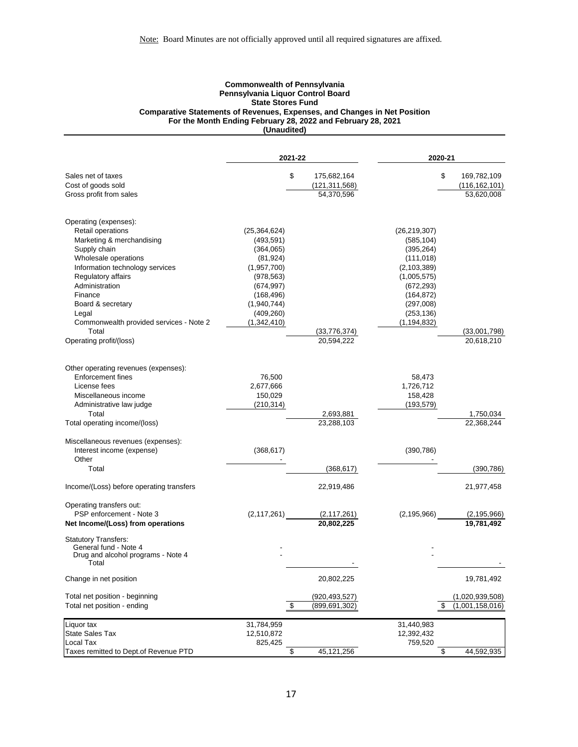Note: Board Minutes are not officially approved until all required signatures are affixed.

**Commonwealth of Pennsylvania**
**Pennsylvania Liquor Control Board**
**State Stores Fund**
**Comparative Statements of Revenues, Expenses, and Changes in Net Position**
**For the Month Ending February 28, 2022 and February 28, 2021**
**(Unaudited)**

| | 2021-22 | | 2020-21 | |
|---|---|---|---|---|
| Sales net of taxes | | $ 175,682,164 | | $ 169,782,109 |
| Cost of goods sold | | (121,311,568) | | (116,162,101) |
| Gross profit from sales | | 54,370,596 | | 53,620,008 |
| Operating (expenses): | | | | |
| Retail operations | (25,364,624) | | (26,219,307) | |
| Marketing & merchandising | (493,591) | | (585,104) | |
| Supply chain | (364,065) | | (395,264) | |
| Wholesale operations | (81,924) | | (111,018) | |
| Information technology services | (1,957,700) | | (2,103,389) | |
| Regulatory affairs | (978,563) | | (1,005,575) | |
| Administration | (674,997) | | (672,293) | |
| Finance | (168,496) | | (164,872) | |
| Board & secretary | (1,940,744) | | (297,008) | |
| Legal | (409,260) | | (253,136) | |
| Commonwealth provided services - Note 2 | (1,342,410) | | (1,194,832) | |
| Total | | (33,776,374) | | (33,001,798) |
| Operating profit/(loss) | | 20,594,222 | | 20,618,210 |
| Other operating revenues (expenses): | | | | |
| Enforcement fines | 76,500 | | 58,473 | |
| License fees | 2,677,666 | | 1,726,712 | |
| Miscellaneous income | 150,029 | | 158,428 | |
| Administrative law judge | (210,314) | | (193,579) | |
| Total | | 2,693,881 | | 1,750,034 |
| Total operating income/(loss) | | 23,288,103 | | 22,368,244 |
| Miscellaneous revenues (expenses): | | | | |
| Interest income (expense) | (368,617) | | (390,786) | |
| Other | - | | - | |
| Total | | (368,617) | | (390,786) |
| Income/(Loss) before operating transfers | | 22,919,486 | | 21,977,458 |
| Operating transfers out: | | | | |
| PSP enforcement - Note 3 | (2,117,261) | (2,117,261) | (2,195,966) | (2,195,966) |
| **Net Income/(Loss) from operations** | | **20,802,225** | | **19,781,492** |
| Statutory Transfers: | | | | |
| General fund - Note 4 | - | | - | |
| Drug and alcohol programs - Note 4 | - | | - | |
| Total | | - | | - |
| Change in net position | | 20,802,225 | | 19,781,492 |
| Total net position - beginning | | (920,493,527) | | (1,020,939,508) |
| Total net position - ending | | $ (899,691,302) | | $ (1,001,158,016) |

| | | | | |
|---|---|---|---|---|
| Liquor tax | 31,784,959 | | 31,440,983 | |
| State Sales Tax | 12,510,872 | | 12,392,432 | |
| Local Tax | 825,425 | | 759,520 | |
| Taxes remitted to Dept.of Revenue PTD | | $ 45,121,256 | | $ 44,592,935 |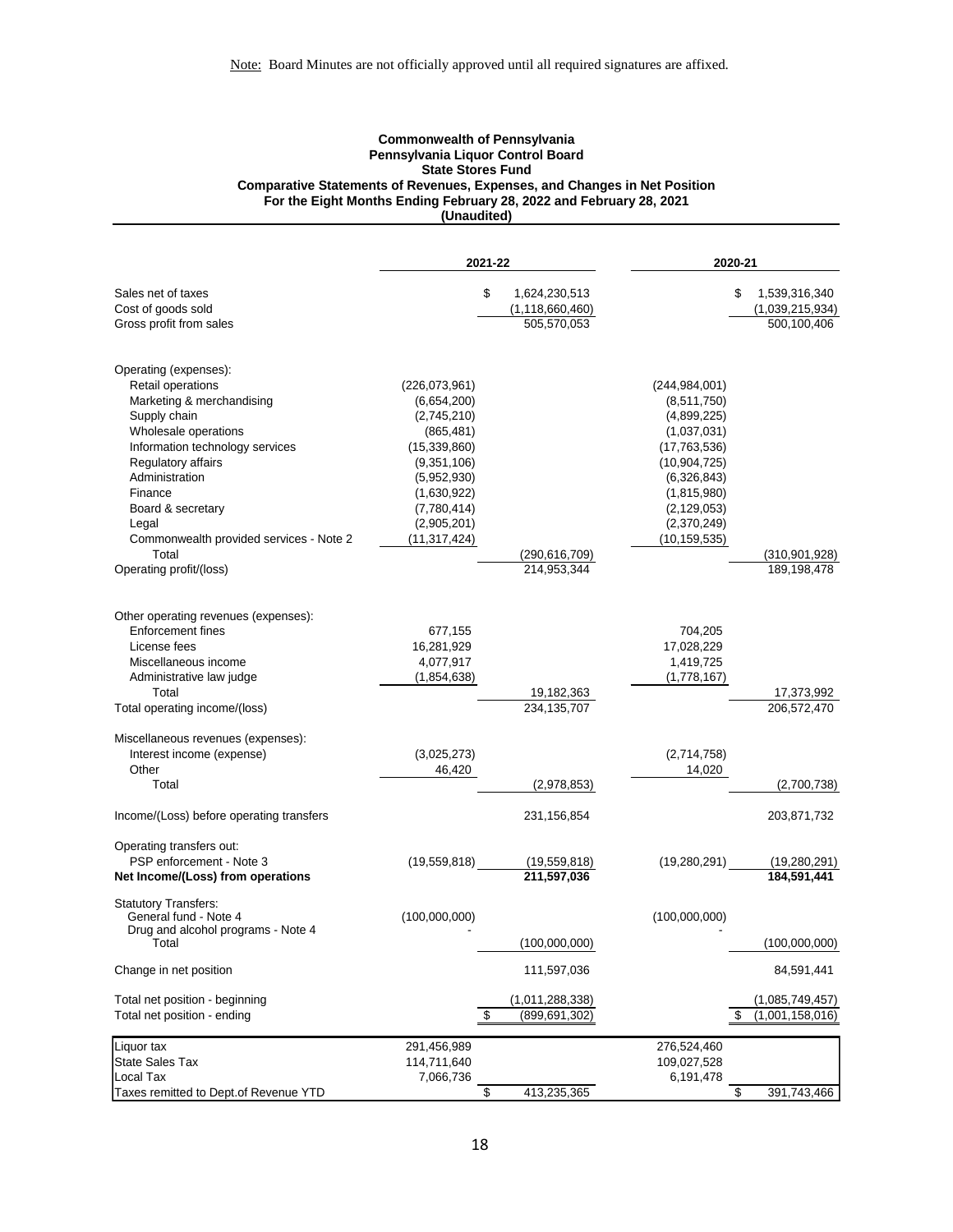Note: Board Minutes are not officially approved until all required signatures are affixed.

**Commonwealth of Pennsylvania**
**Pennsylvania Liquor Control Board**
**State Stores Fund**
**Comparative Statements of Revenues, Expenses, and Changes in Net Position**
**For the Eight Months Ending February 28, 2022 and February 28, 2021**
**(Unaudited)**

| | 2021-22 | | 2020-21 | |
|---|---|---|---|---|
| Sales net of taxes | | $ 1,624,230,513 | | $ 1,539,316,340 |
| Cost of goods sold | | (1,118,660,460) | | (1,039,215,934) |
| Gross profit from sales | | 505,570,053 | | 500,100,406 |
| | | | | |
| Operating (expenses): | | | | |
| Retail operations | (226,073,961) | | (244,984,001) | |
| Marketing & merchandising | (6,654,200) | | (8,511,750) | |
| Supply chain | (2,745,210) | | (4,899,225) | |
| Wholesale operations | (865,481) | | (1,037,031) | |
| Information technology services | (15,339,860) | | (17,763,536) | |
| Regulatory affairs | (9,351,106) | | (10,904,725) | |
| Administration | (5,952,930) | | (6,326,843) | |
| Finance | (1,630,922) | | (1,815,980) | |
| Board & secretary | (7,780,414) | | (2,129,053) | |
| Legal | (2,905,201) | | (2,370,249) | |
| Commonwealth provided services - Note 2 | (11,317,424) | | (10,159,535) | |
| Total | | (290,616,709) | | (310,901,928) |
| Operating profit/(loss) | | 214,953,344 | | 189,198,478 |
| | | | | |
| Other operating revenues (expenses): | | | | |
| Enforcement fines | 677,155 | | 704,205 | |
| License fees | 16,281,929 | | 17,028,229 | |
| Miscellaneous income | 4,077,917 | | 1,419,725 | |
| Administrative law judge | (1,854,638) | | (1,778,167) | |
| Total | | 19,182,363 | | 17,373,992 |
| Total operating income/(loss) | | 234,135,707 | | 206,572,470 |
| | | | | |
| Miscellaneous revenues (expenses): | | | | |
| Interest income (expense) | (3,025,273) | | (2,714,758) | |
| Other | 46,420 | | 14,020 | |
| Total | | (2,978,853) | | (2,700,738) |
| | | | | |
| Income/(Loss) before operating transfers | | 231,156,854 | | 203,871,732 |
| | | | | |
| Operating transfers out: | | | | |
| PSP enforcement - Note 3 | (19,559,818) | (19,559,818) | (19,280,291) | (19,280,291) |
| **Net Income/(Loss) from operations** | | **211,597,036** | | **184,591,441** |
| | | | | |
| Statutory Transfers: | | | | |
| General fund - Note 4 | (100,000,000) | | (100,000,000) | |
| Drug and alcohol programs - Note 4 | - | | - | |
| Total | | (100,000,000) | | (100,000,000) |
| | | | | |
| Change in net position | | 111,597,036 | | 84,591,441 |
| | | | | |
| Total net position - beginning | | (1,011,288,338) | | (1,085,749,457) |
| Total net position - ending | | $ (899,691,302) | | $ (1,001,158,016) |
| | | | | |
| Liquor tax | 291,456,989 | | 276,524,460 | |
| State Sales Tax | 114,711,640 | | 109,027,528 | |
| Local Tax | 7,066,736 | | 6,191,478 | |
| Taxes remitted to Dept.of Revenue YTD | | $ 413,235,365 | | $ 391,743,466 |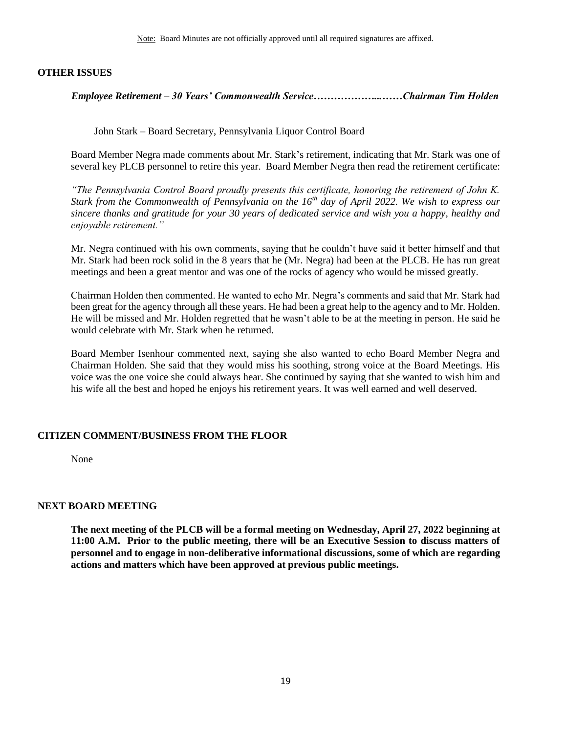Note: Board Minutes are not officially approved until all required signatures are affixed.

## OTHER ISSUES

***Employee Retirement – 30 Years' Commonwealth Service………………..…….Chairman Tim Holden***

John Stark – Board Secretary, Pennsylvania Liquor Control Board

Board Member Negra made comments about Mr. Stark's retirement, indicating that Mr. Stark was one of several key PLCB personnel to retire this year. Board Member Negra then read the retirement certificate:

*"The Pennsylvania Control Board proudly presents this certificate, honoring the retirement of John K. Stark from the Commonwealth of Pennsylvania on the 16th day of April 2022. We wish to express our sincere thanks and gratitude for your 30 years of dedicated service and wish you a happy, healthy and enjoyable retirement."*

Mr. Negra continued with his own comments, saying that he couldn't have said it better himself and that Mr. Stark had been rock solid in the 8 years that he (Mr. Negra) had been at the PLCB. He has run great meetings and been a great mentor and was one of the rocks of agency who would be missed greatly.

Chairman Holden then commented. He wanted to echo Mr. Negra's comments and said that Mr. Stark had been great for the agency through all these years. He had been a great help to the agency and to Mr. Holden. He will be missed and Mr. Holden regretted that he wasn't able to be at the meeting in person. He said he would celebrate with Mr. Stark when he returned.

Board Member Isenhour commented next, saying she also wanted to echo Board Member Negra and Chairman Holden. She said that they would miss his soothing, strong voice at the Board Meetings. His voice was the one voice she could always hear. She continued by saying that she wanted to wish him and his wife all the best and hoped he enjoys his retirement years. It was well earned and well deserved.

## CITIZEN COMMENT/BUSINESS FROM THE FLOOR

None

## NEXT BOARD MEETING

**The next meeting of the PLCB will be a formal meeting on Wednesday, April 27, 2022 beginning at 11:00 A.M. Prior to the public meeting, there will be an Executive Session to discuss matters of personnel and to engage in non-deliberative informational discussions, some of which are regarding actions and matters which have been approved at previous public meetings.**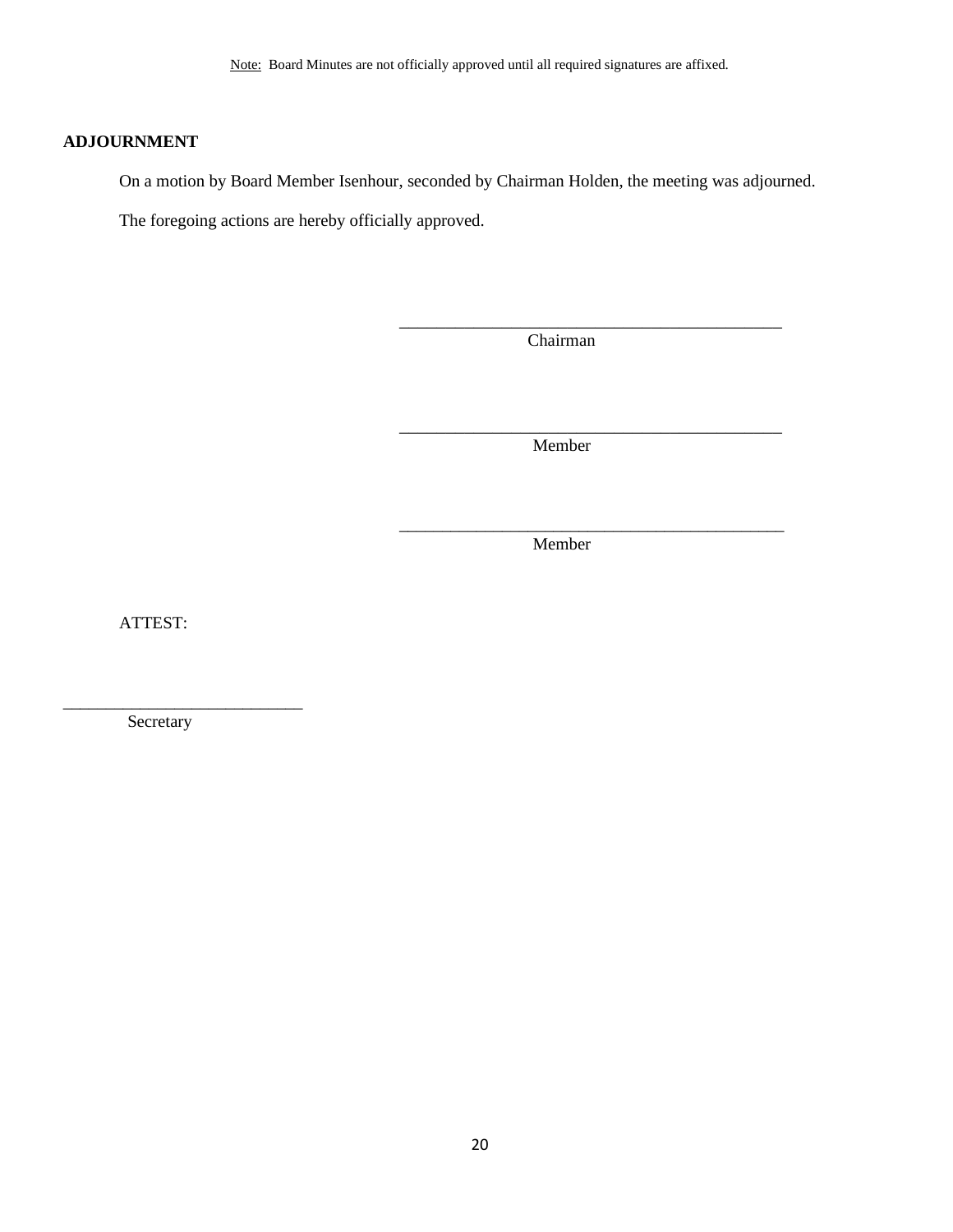Note: Board Minutes are not officially approved until all required signatures are affixed.

**ADJOURNMENT**

On a motion by Board Member Isenhour, seconded by Chairman Holden, the meeting was adjourned.

The foregoing actions are hereby officially approved.

\_\_\_\_\_\_\_\_\_\_\_\_\_\_\_\_\_\_\_\_\_\_\_\_\_\_\_\_\_\_\_\_\_\_\_\_\_\_\_\_\_\_\_\_\_
Chairman

\_\_\_\_\_\_\_\_\_\_\_\_\_\_\_\_\_\_\_\_\_\_\_\_\_\_\_\_\_\_\_\_\_\_\_\_\_\_\_\_\_\_\_\_\_
Member

\_\_\_\_\_\_\_\_\_\_\_\_\_\_\_\_\_\_\_\_\_\_\_\_\_\_\_\_\_\_\_\_\_\_\_\_\_\_\_\_\_\_\_\_\_
Member

ATTEST:

\_\_\_\_\_\_\_\_\_\_\_\_\_\_\_\_\_\_\_\_\_\_\_\_\_\_\_\_
Secretary